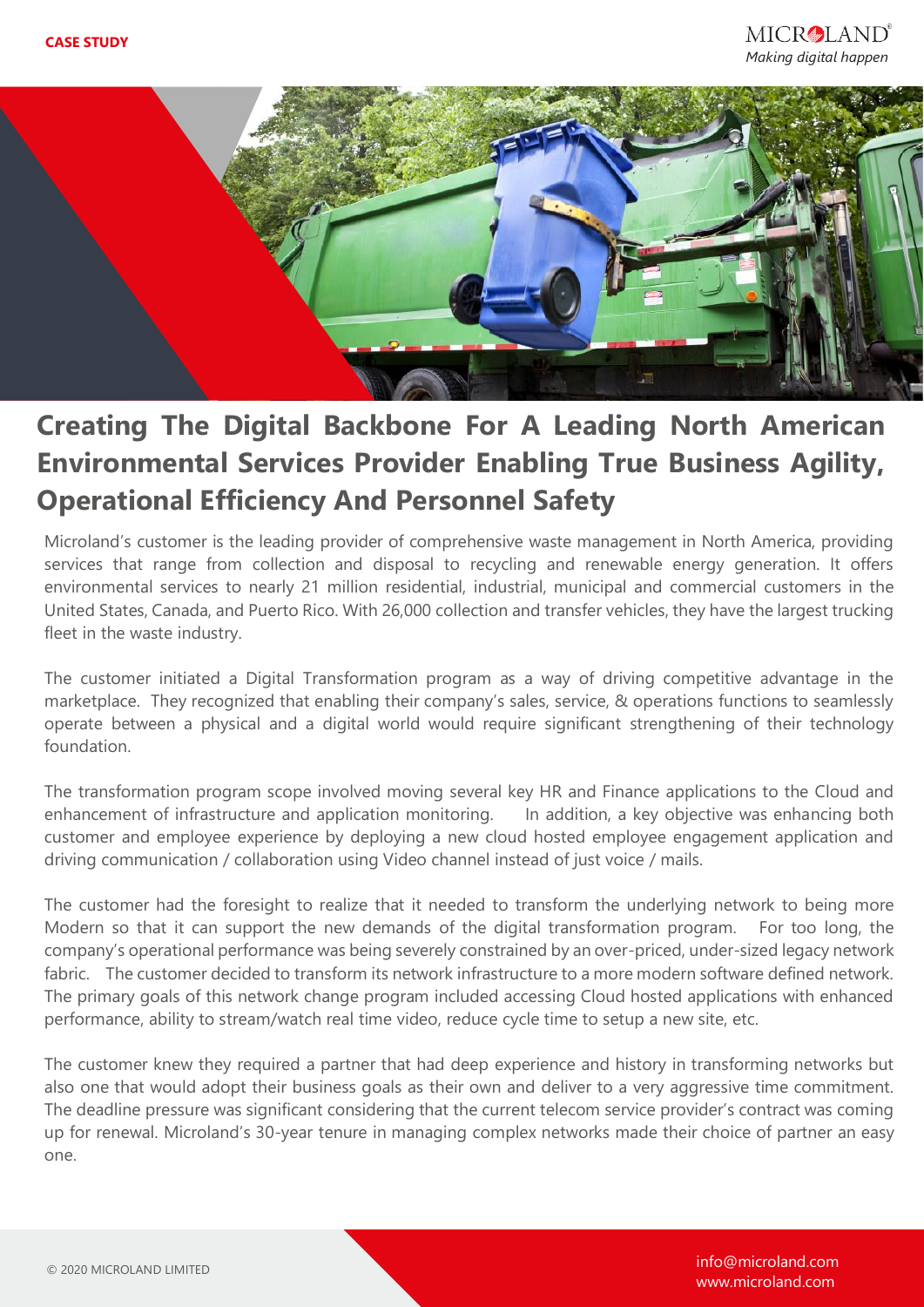CASE STUDY

# Creating The Digital Backbone For A Leading North American Environmental Services Provider Enabling True Business Agility, Operational Efficiency And Personnel Safety

Microland's customer is the leading provider of comprehensive waste management in North America, providing services that range from collection and disposal to recycling and renewable energy generation. It offers environmental services to nearly 21 million residential, industrial, municipal and commercial customers in the United States, Canada, and Puerto Rico. With 26,000 collection and transfer vehicles, they have the largest trucking fleet in the waste industry.

The customer initiated a Digital Transformation program as a way of driving competitive advantage in the marketplace. They recognized that enabling their company's sales, service, & operations functions to seamlessly operate between a physical and a digital world would require significant strengthening of their technology foundation.

The transformation program scope involved moving several key HR and Finance applications to the Cloud and enhancement of infrastructure and application monitoring. In addition, a key objective was enhancing both customer and employee experience by deploying a new cloud hosted employee engagement application and driving communication / collaboration using Video channel instead of just voice / mails.

The customer had the foresight to realize that it needed to transform the underlying network to being more Modern so that it can support the new demands of the digital transformation program. For too long, the company's operational performance was being severely constrained by an over-priced, under-sized legacy network fabric. The customer decided to transform its network infrastructure to a more modern software defined network. The primary goals of this network change program included accessing Cloud hosted applications with enhanced performance, ability to stream/watch real time video, reduce cycle time to setup a new site, etc.

The customer knew they required a partner that had deep experience and history in transforming networks but also one that would adopt their business goals as their own and deliver to a very aggressive time commitment. The deadline pressure was significant considering that the current telecom service provider's contract was coming up for renewal. Microland's 30-year tenure in managing complex networks made their choice of partner an easy one.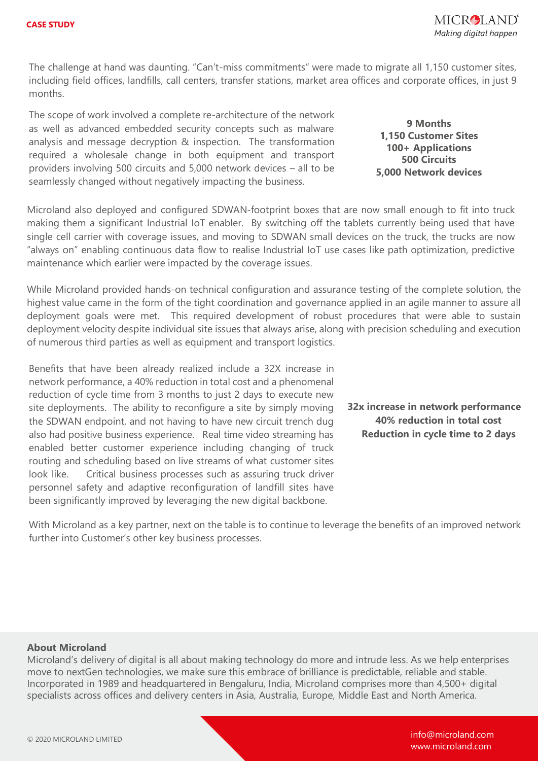The challenge at hand was daunting. "Can't-miss commitments" were made to migrate all 1,150 customer sites, including field offices, landfills, call centers, transfer stations, market area offices and corporate offices, in just 9 months.

The scope of work involved a complete re-architecture of the network as well as advanced embedded security concepts such as malware analysis and message decryption & inspection. The transformation required a wholesale change in both equipment and transport providers involving 500 circuits and 5,000 network devices – all to be seamlessly changed without negatively impacting the business.

**9 Months**
**1,150 Customer Sites**
**100+ Applications**
**500 Circuits**
**5,000 Network devices**

Microland also deployed and configured SDWAN-footprint boxes that are now small enough to fit into truck making them a significant Industrial IoT enabler. By switching off the tablets currently being used that have single cell carrier with coverage issues, and moving to SDWAN small devices on the truck, the trucks are now "always on" enabling continuous data flow to realise Industrial IoT use cases like path optimization, predictive maintenance which earlier were impacted by the coverage issues.

While Microland provided hands-on technical configuration and assurance testing of the complete solution, the highest value came in the form of the tight coordination and governance applied in an agile manner to assure all deployment goals were met. This required development of robust procedures that were able to sustain deployment velocity despite individual site issues that always arise, along with precision scheduling and execution of numerous third parties as well as equipment and transport logistics.

Benefits that have been already realized include a 32X increase in network performance, a 40% reduction in total cost and a phenomenal reduction of cycle time from 3 months to just 2 days to execute new site deployments. The ability to reconfigure a site by simply moving the SDWAN endpoint, and not having to have new circuit trench dug also had positive business experience. Real time video streaming has enabled better customer experience including changing of truck routing and scheduling based on live streams of what customer sites look like. Critical business processes such as assuring truck driver personnel safety and adaptive reconfiguration of landfill sites have been significantly improved by leveraging the new digital backbone.

**32x increase in network performance**
**40% reduction in total cost**
**Reduction in cycle time to 2 days**

With Microland as a key partner, next on the table is to continue to leverage the benefits of an improved network further into Customer's other key business processes.

**About Microland**

Microland's delivery of digital is all about making technology do more and intrude less. As we help enterprises move to nextGen technologies, we make sure this embrace of brilliance is predictable, reliable and stable. Incorporated in 1989 and headquartered in Bengaluru, India, Microland comprises more than 4,500+ digital specialists across offices and delivery centers in Asia, Australia, Europe, Middle East and North America.

© 2020 MICROLAND LIMITED

info@microland.com
www.microland.com